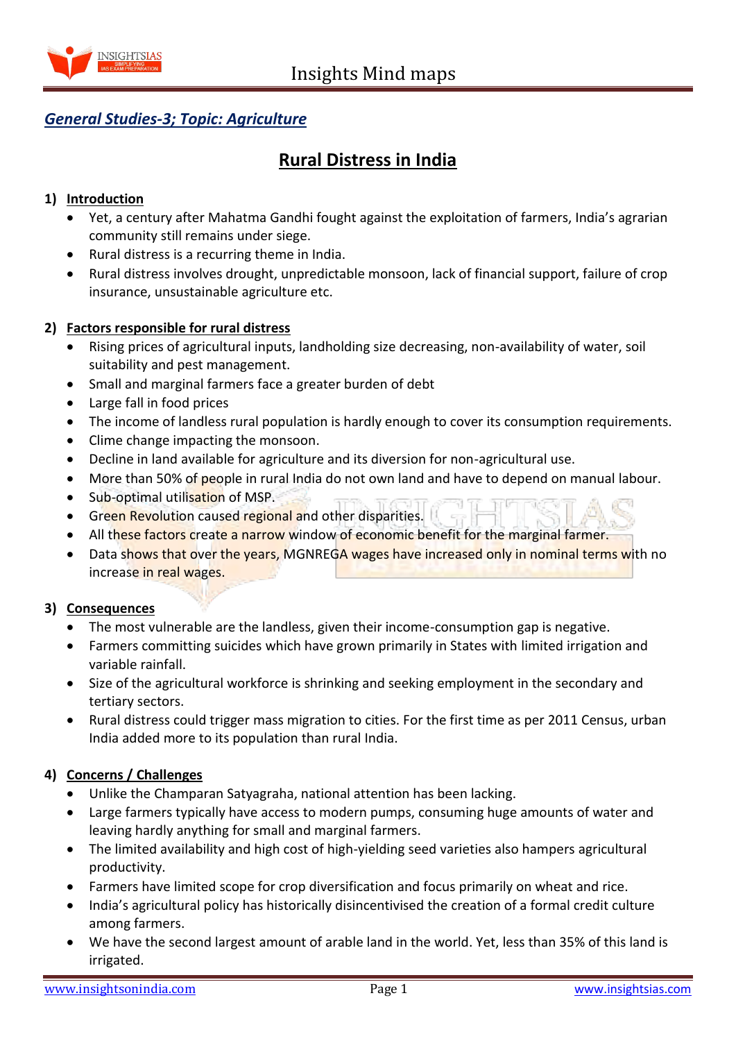***General Studies-3; Topic: Agriculture***

# Rural Distress in India

## 1) Introduction

- Yet, a century after Mahatma Gandhi fought against the exploitation of farmers, India's agrarian community still remains under siege.
- Rural distress is a recurring theme in India.
- Rural distress involves drought, unpredictable monsoon, lack of financial support, failure of crop insurance, unsustainable agriculture etc.

## 2) Factors responsible for rural distress

- Rising prices of agricultural inputs, landholding size decreasing, non-availability of water, soil suitability and pest management.
- Small and marginal farmers face a greater burden of debt
- Large fall in food prices
- The income of landless rural population is hardly enough to cover its consumption requirements.
- Clime change impacting the monsoon.
- Decline in land available for agriculture and its diversion for non-agricultural use.
- More than 50% of people in rural India do not own land and have to depend on manual labour.
- Sub-optimal utilisation of MSP.
- Green Revolution caused regional and other disparities.
- All these factors create a narrow window of economic benefit for the marginal farmer.
- Data shows that over the years, MGNREGA wages have increased only in nominal terms with no increase in real wages.

## 3) Consequences

- The most vulnerable are the landless, given their income-consumption gap is negative.
- Farmers committing suicides which have grown primarily in States with limited irrigation and variable rainfall.
- Size of the agricultural workforce is shrinking and seeking employment in the secondary and tertiary sectors.
- Rural distress could trigger mass migration to cities. For the first time as per 2011 Census, urban India added more to its population than rural India.

## 4) Concerns / Challenges

- Unlike the Champaran Satyagraha, national attention has been lacking.
- Large farmers typically have access to modern pumps, consuming huge amounts of water and leaving hardly anything for small and marginal farmers.
- The limited availability and high cost of high-yielding seed varieties also hampers agricultural productivity.
- Farmers have limited scope for crop diversification and focus primarily on wheat and rice.
- India's agricultural policy has historically disincentivised the creation of a formal credit culture among farmers.
- We have the second largest amount of arable land in the world. Yet, less than 35% of this land is irrigated.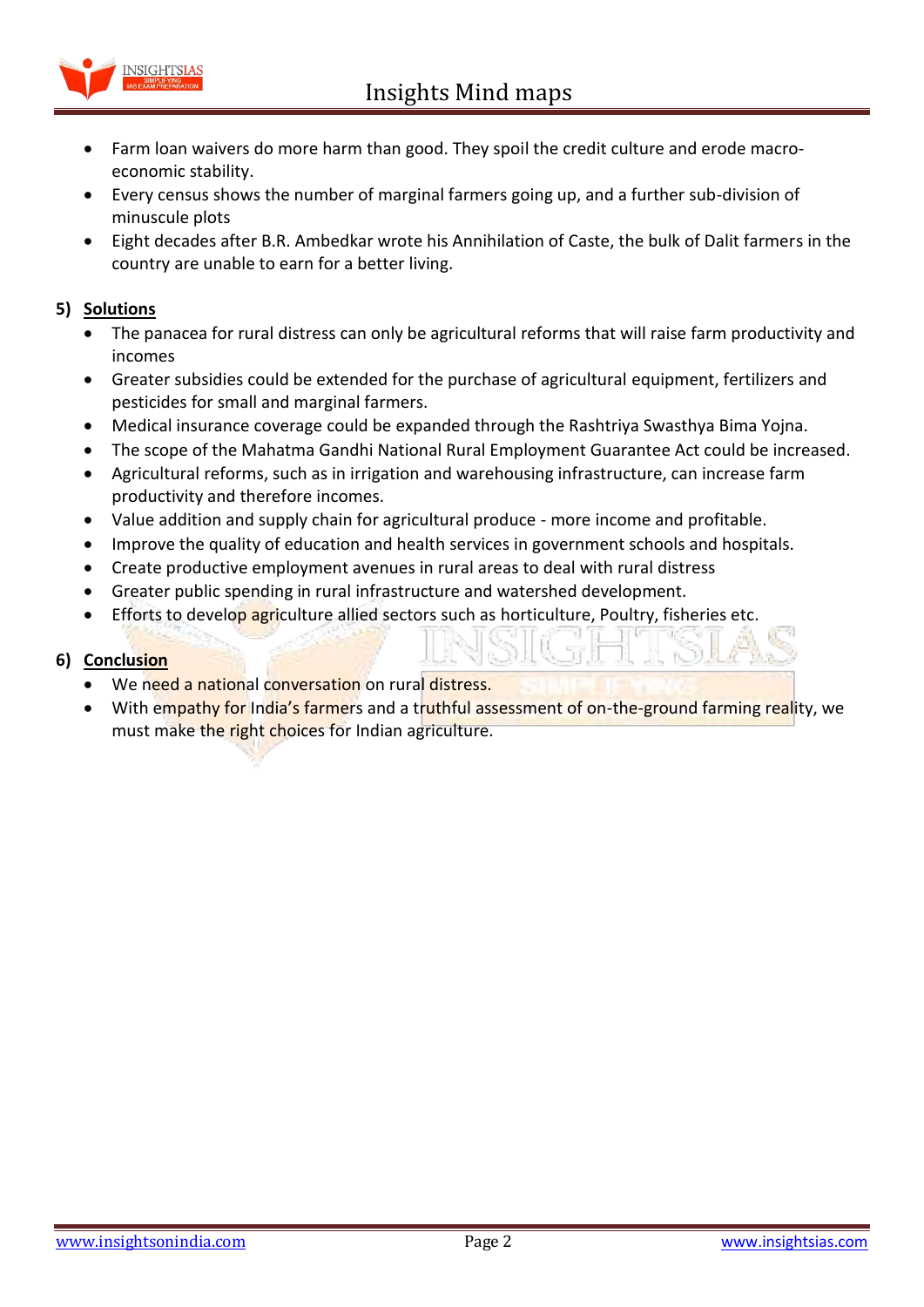- Farm loan waivers do more harm than good. They spoil the credit culture and erode macro-economic stability.
- Every census shows the number of marginal farmers going up, and a further sub-division of minuscule plots
- Eight decades after B.R. Ambedkar wrote his Annihilation of Caste, the bulk of Dalit farmers in the country are unable to earn for a better living.

## 5) Solutions

- The panacea for rural distress can only be agricultural reforms that will raise farm productivity and incomes
- Greater subsidies could be extended for the purchase of agricultural equipment, fertilizers and pesticides for small and marginal farmers.
- Medical insurance coverage could be expanded through the Rashtriya Swasthya Bima Yojna.
- The scope of the Mahatma Gandhi National Rural Employment Guarantee Act could be increased.
- Agricultural reforms, such as in irrigation and warehousing infrastructure, can increase farm productivity and therefore incomes.
- Value addition and supply chain for agricultural produce - more income and profitable.
- Improve the quality of education and health services in government schools and hospitals.
- Create productive employment avenues in rural areas to deal with rural distress
- Greater public spending in rural infrastructure and watershed development.
- Efforts to develop agriculture allied sectors such as horticulture, Poultry, fisheries etc.

## 6) Conclusion

- We need a national conversation on rural distress.
- With empathy for India's farmers and a truthful assessment of on-the-ground farming reality, we must make the right choices for Indian agriculture.